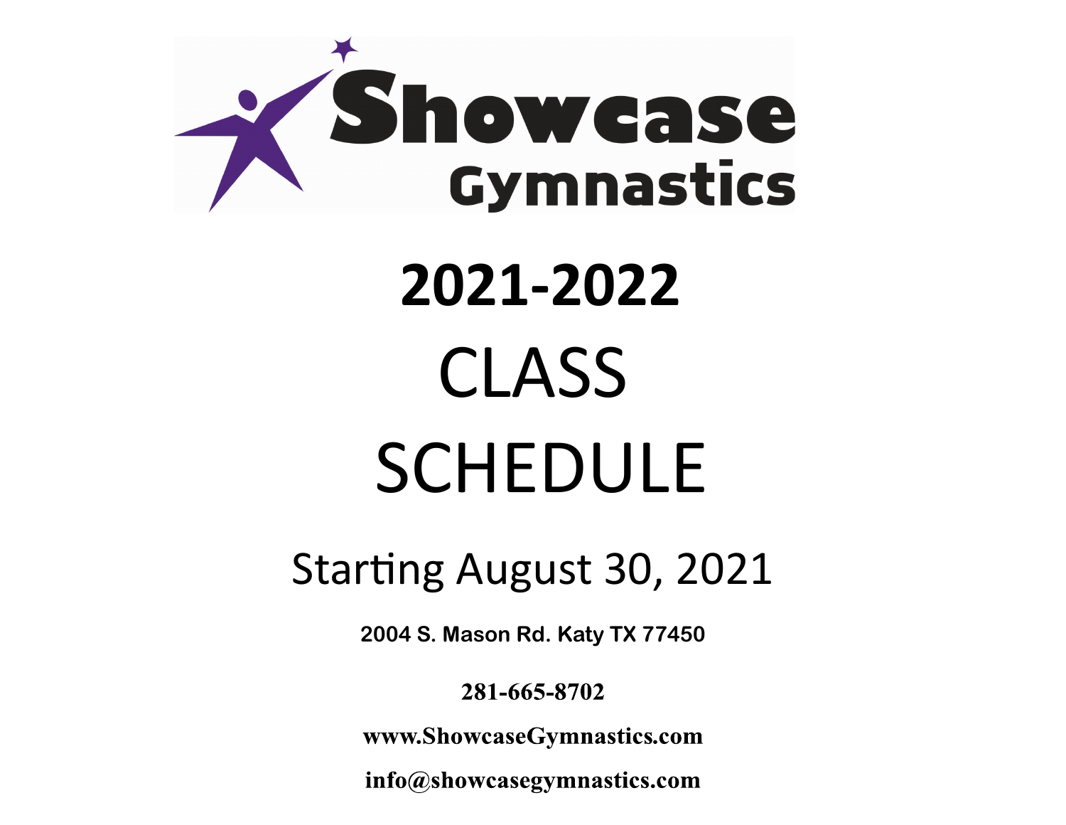# Showcase Gymnastics

# 2021-2022

# CLASS SCHEDULE

## Starting August 30, 2021

**2004 S. Mason Rd. Katy TX 77450**

**281-665-8702**

**www.ShowcaseGymnastics.com**

**info@showcasegymnastics.com**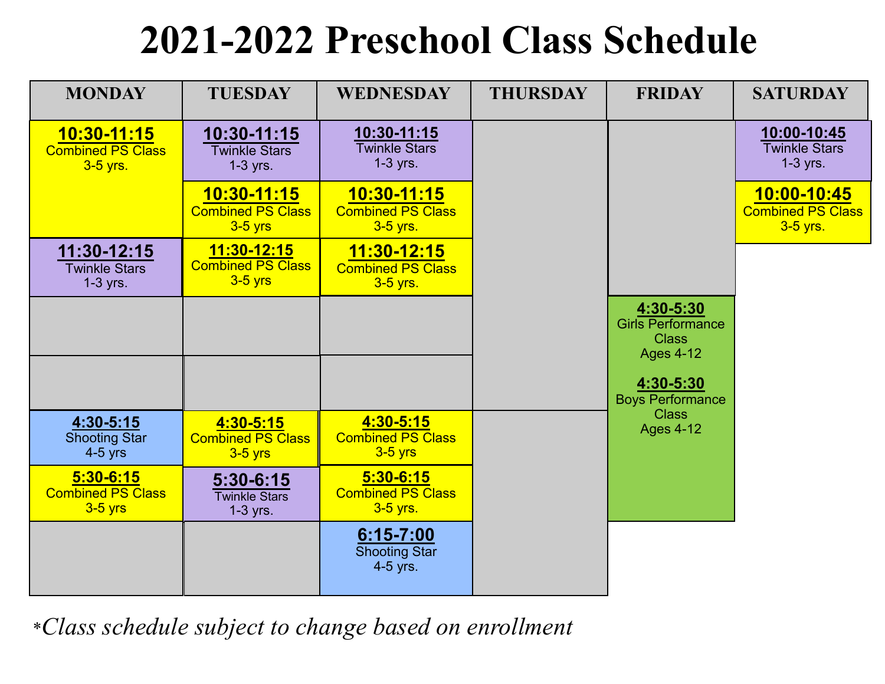# 2021-2022 Preschool Class Schedule

| MONDAY | TUESDAY | WEDNESDAY | THURSDAY | FRIDAY | SATURDAY |
|---|---|---|---|---|---|
| **10:30-11:15** Combined PS Class 3-5 yrs. | **10:30-11:15** Twinkle Stars 1-3 yrs. | **10:30-11:15** Twinkle Stars 1-3 yrs. | | | **10:00-10:45** Twinkle Stars 1-3 yrs. |
| | **10:30-11:15** Combined PS Class 3-5 yrs | **10:30-11:15** Combined PS Class 3-5 yrs. | | | **10:00-10:45** Combined PS Class 3-5 yrs. |
| **11:30-12:15** Twinkle Stars 1-3 yrs. | **11:30-12:15** Combined PS Class 3-5 yrs | **11:30-12:15** Combined PS Class 3-5 yrs. | | | |
| | | | | **4:30-5:30** Girls Performance Class Ages 4-12<br>**4:30-5:30** Boys Performance Class Ages 4-12 | |
| **4:30-5:15** Shooting Star 4-5 yrs | **4:30-5:15** Combined PS Class 3-5 yrs | **4:30-5:15** Combined PS Class 3-5 yrs | | | |
| **5:30-6:15** Combined PS Class 3-5 yrs | **5:30-6:15** Twinkle Stars 1-3 yrs. | **5:30-6:15** Combined PS Class 3-5 yrs. | | | |
| | | **6:15-7:00** Shooting Star 4-5 yrs. | | | |

**Class schedule subject to change based on enrollment*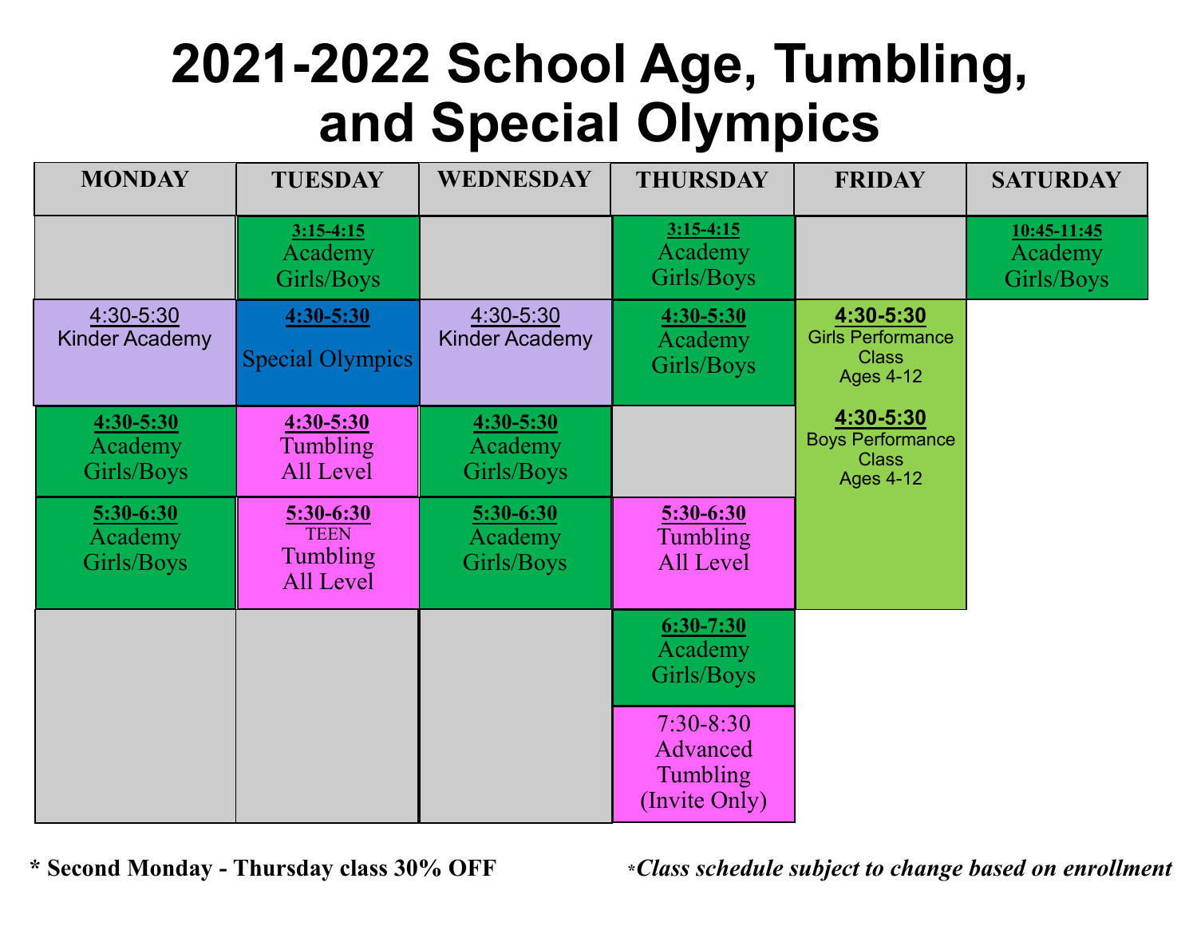# 2021-2022 School Age, Tumbling, and Special Olympics

| MONDAY | TUESDAY | WEDNESDAY | THURSDAY | FRIDAY | SATURDAY |
|---|---|---|---|---|---|
| | **3:15-4:15** Academy Girls/Boys | | **3:15-4:15** Academy Girls/Boys | | **10:45-11:45** Academy Girls/Boys |
| 4:30-5:30 Kinder Academy | **4:30-5:30** Special Olympics | 4:30-5:30 Kinder Academy | **4:30-5:30** Academy Girls/Boys | **4:30-5:30** Girls Performance Class Ages 4-12<br>**4:30-5:30** Boys Performance Class Ages 4-12 | |
| **4:30-5:30** Academy Girls/Boys | **4:30-5:30** Tumbling All Level | **4:30-5:30** Academy Girls/Boys | | | |
| **5:30-6:30** Academy Girls/Boys | **5:30-6:30** TEEN Tumbling All Level | **5:30-6:30** Academy Girls/Boys | **5:30-6:30** Tumbling All Level | | |
| | | | **6:30-7:30** Academy Girls/Boys | | |
| | | | 7:30-8:30 Advanced Tumbling (Invite Only) | | |

**\* Second Monday - Thursday class 30% OFF**

*\*Class schedule subject to change based on enrollment*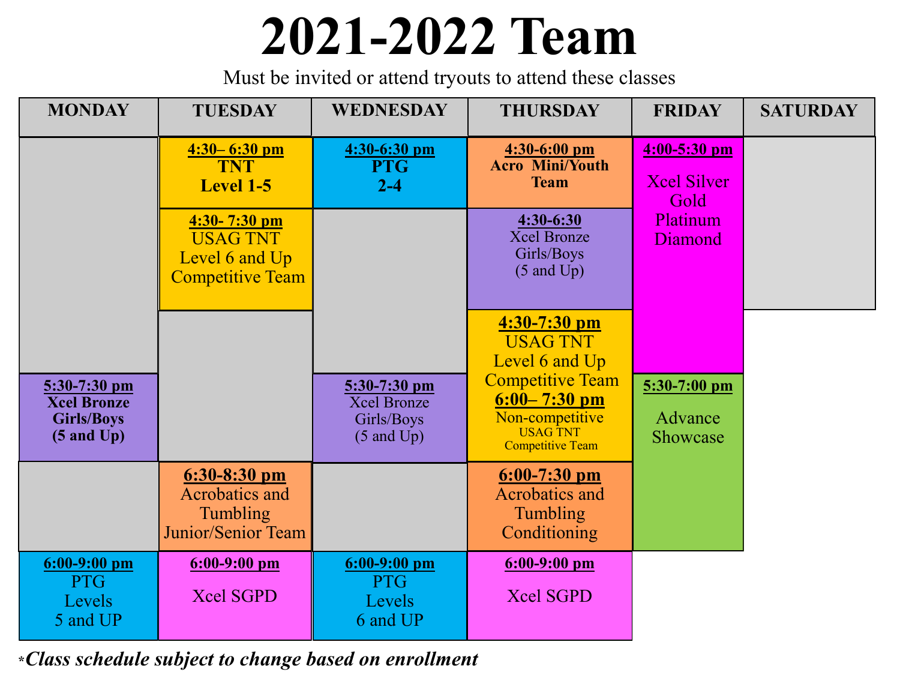# 2021-2022 Team

Must be invited or attend tryouts to attend these classes

| MONDAY | TUESDAY | WEDNESDAY | THURSDAY | FRIDAY | SATURDAY |
|---|---|---|---|---|---|
| | **4:30– 6:30 pm** TNT Level 1-5 | **4:30-6:30 pm** PTG 2-4 | **4:30-6:00 pm** Acro Mini/Youth Team | **4:00-5:30 pm** Xcel Silver Gold Platinum Diamond | |
| | **4:30- 7:30 pm** USAG TNT Level 6 and Up Competitive Team | | **4:30-6:30** Xcel Bronze Girls/Boys (5 and Up) | | |
| | | | **4:30-7:30 pm** USAG TNT Level 6 and Up Competitive Team **6:00– 7:30 pm** Non-competitive USAG TNT Competitive Team | | |
| **5:30-7:30 pm** Xcel Bronze Girls/Boys (5 and Up) | | **5:30-7:30 pm** Xcel Bronze Girls/Boys (5 and Up) | | **5:30-7:00 pm** Advance Showcase | |
| | **6:30-8:30 pm** Acrobatics and Tumbling Junior/Senior Team | | **6:00-7:30 pm** Acrobatics and Tumbling Conditioning | | |
| **6:00-9:00 pm** PTG Levels 5 and UP | **6:00-9:00 pm** Xcel SGPD | **6:00-9:00 pm** PTG Levels 6 and UP | **6:00-9:00 pm** Xcel SGPD | | |

****Class schedule subject to change based on enrollment***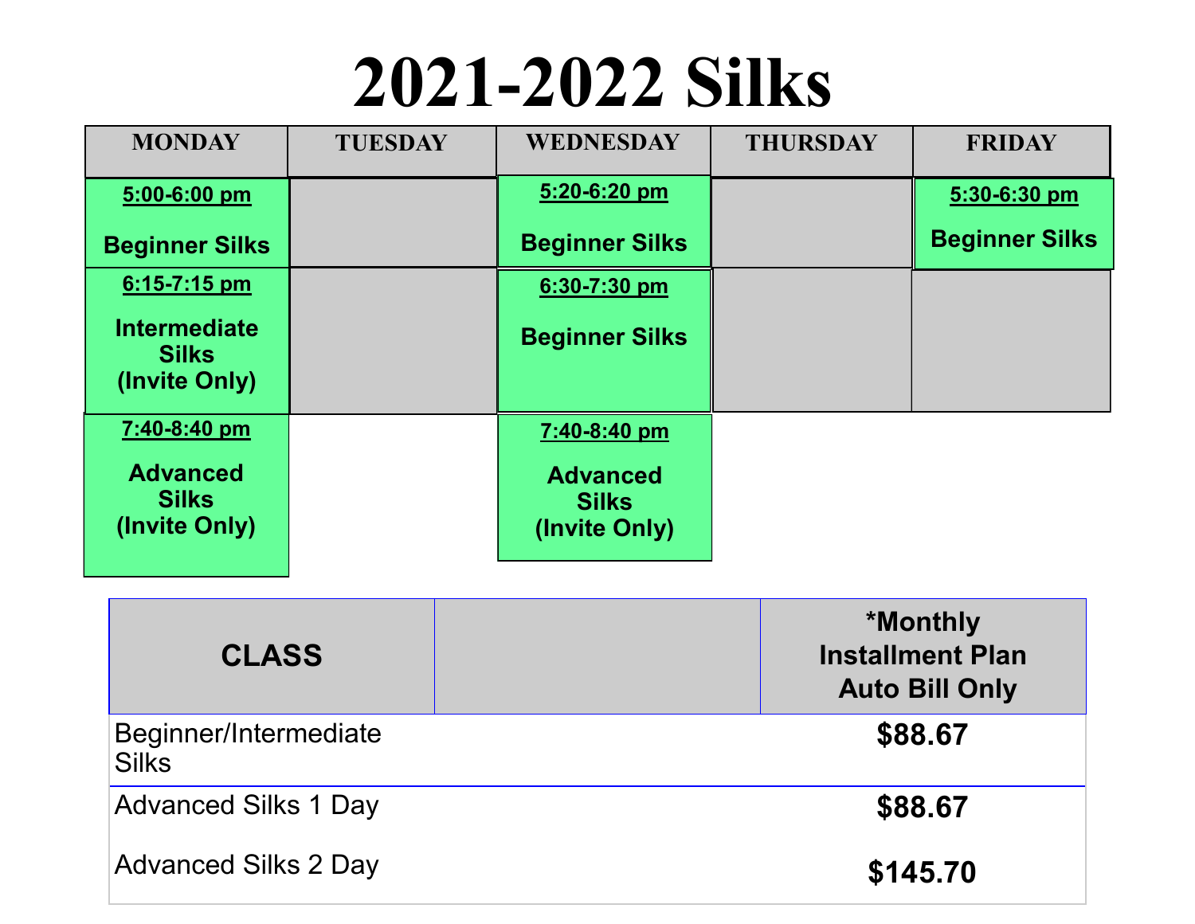# 2021-2022 Silks

| MONDAY | TUESDAY | WEDNESDAY | THURSDAY | FRIDAY |
|---|---|---|---|---|
| **5:00-6:00 pm** Beginner Silks | | **5:20-6:20 pm** Beginner Silks | | **5:30-6:30 pm** Beginner Silks |
| **6:15-7:15 pm** Intermediate Silks (Invite Only) | | **6:30-7:30 pm** Beginner Silks | | |
| **7:40-8:40 pm** Advanced Silks (Invite Only) | | **7:40-8:40 pm** Advanced Silks (Invite Only) | | |

| CLASS | | *Monthly Installment Plan Auto Bill Only |
|---|---|---|
| Beginner/Intermediate Silks | | **$88.67** |
| Advanced Silks 1 Day | | **$88.67** |
| Advanced Silks 2 Day | | **$145.70** |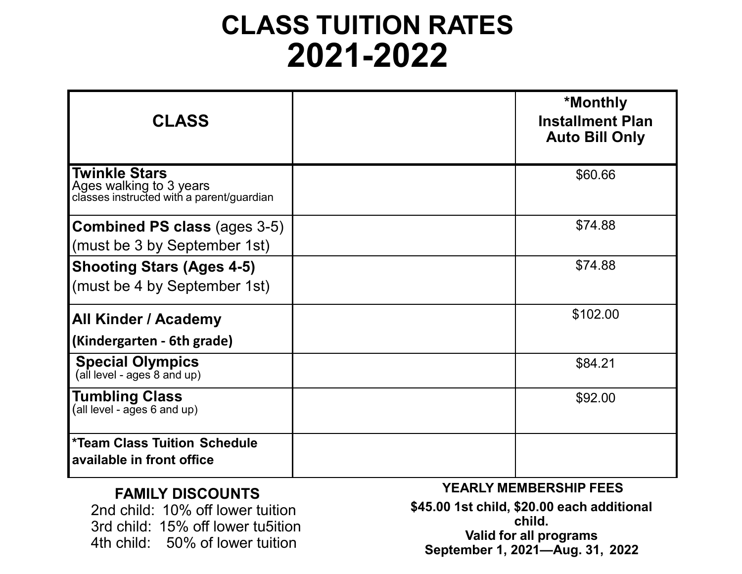# CLASS TUITION RATES
# 2021-2022

| CLASS | | *Monthly Installment Plan Auto Bill Only |
|---|---|---|
| **Twinkle Stars** Ages walking to 3 years classes instructed with a parent/guardian | | $60.66 |
| **Combined PS class** (ages 3-5) (must be 3 by September 1st) | | $74.88 |
| **Shooting Stars (Ages 4-5)** (must be 4 by September 1st) | | $74.88 |
| **All Kinder / Academy** **(Kindergarten - 6th grade)** | | $102.00 |
| **Special Olympics** (all level - ages 8 and up) | | $84.21 |
| **Tumbling Class** (all level - ages 6 and up) | | $92.00 |
| ***Team Class Tuition Schedule available in front office** | | |

**FAMILY DISCOUNTS**

2nd child: 10% off lower tuition
3rd child: 15% off lower tu5ition
4th child: 50% of lower tuition

**YEARLY MEMBERSHIP FEES**

**$45.00 1st child, $20.00 each additional child.**
**Valid for all programs**
**September 1, 2021—Aug. 31, 2022**